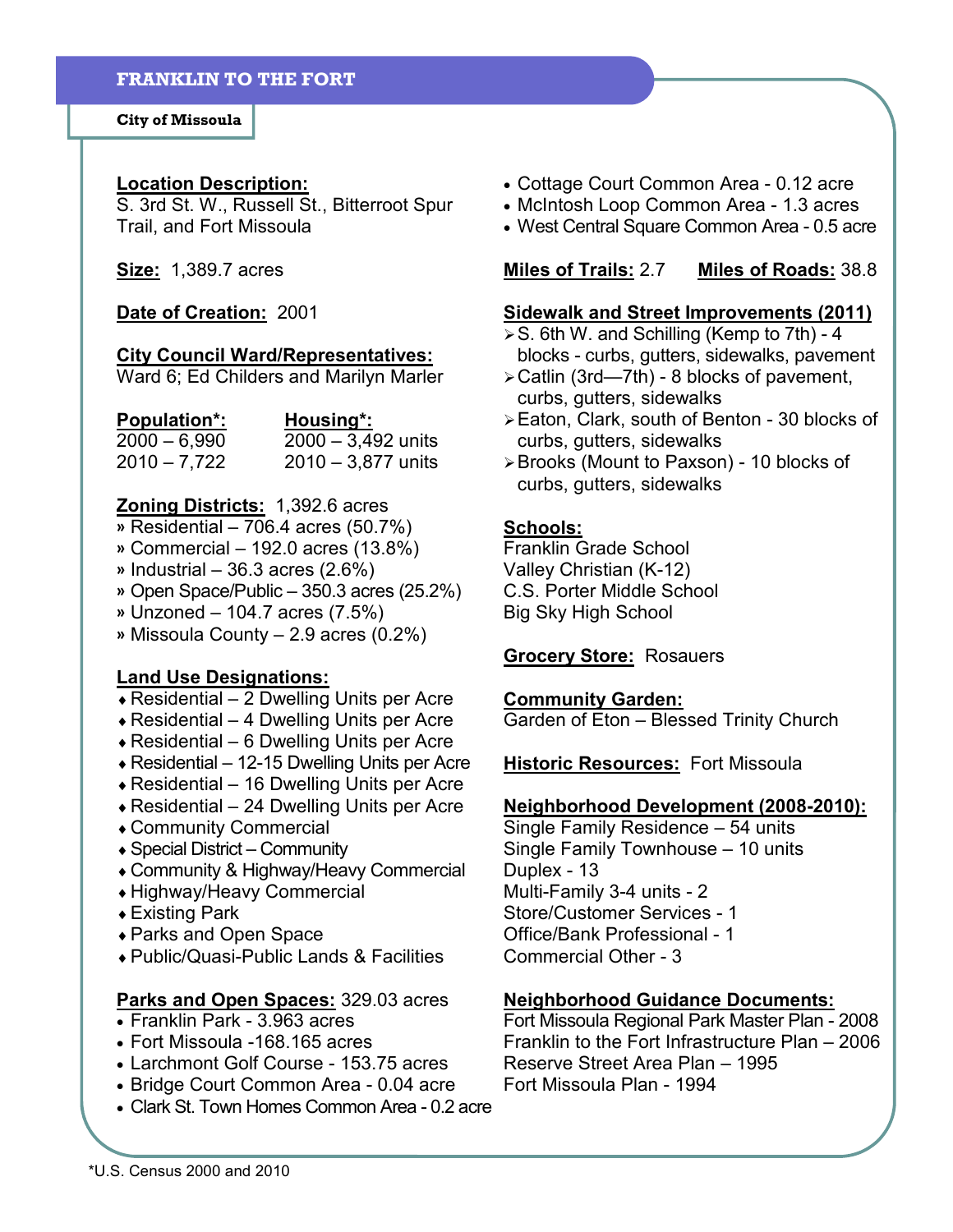# FRANKLIN TO THE FORT

**City of Missoula**

**Location Description:**
S. 3rd St. W., Russell St., Bitterroot Spur Trail, and Fort Missoula

**Size:** 1,389.7 acres

**Date of Creation:** 2001

**City Council Ward/Representatives:**
Ward 6; Ed Childers and Marilyn Marler

| **Population*:** | **Housing*:** |
|---|---|
| 2000 – 6,990 | 2000 – 3,492 units |
| 2010 – 7,722 | 2010 – 3,877 units |

**Zoning Districts:** 1,392.6 acres
- » Residential – 706.4 acres (50.7%)
- » Commercial – 192.0 acres (13.8%)
- » Industrial – 36.3 acres (2.6%)
- » Open Space/Public – 350.3 acres (25.2%)
- » Unzoned – 104.7 acres (7.5%)
- » Missoula County – 2.9 acres (0.2%)

**Land Use Designations:**
- Residential – 2 Dwelling Units per Acre
- Residential – 4 Dwelling Units per Acre
- Residential – 6 Dwelling Units per Acre
- Residential – 12-15 Dwelling Units per Acre
- Residential – 16 Dwelling Units per Acre
- Residential – 24 Dwelling Units per Acre
- Community Commercial
- Special District – Community
- Community & Highway/Heavy Commercial
- Highway/Heavy Commercial
- Existing Park
- Parks and Open Space
- Public/Quasi-Public Lands & Facilities

**Parks and Open Spaces:** 329.03 acres
- Franklin Park - 3.963 acres
- Fort Missoula -168.165 acres
- Larchmont Golf Course - 153.75 acres
- Bridge Court Common Area - 0.04 acre
- Clark St. Town Homes Common Area - 0.2 acre
- Cottage Court Common Area - 0.12 acre
- McIntosh Loop Common Area - 1.3 acres
- West Central Square Common Area - 0.5 acre

**Miles of Trails:** 2.7 **Miles of Roads:** 38.8

**Sidewalk and Street Improvements (2011)**
- S. 6th W. and Schilling (Kemp to 7th) - 4 blocks - curbs, gutters, sidewalks, pavement
- Catlin (3rd—7th) - 8 blocks of pavement, curbs, gutters, sidewalks
- Eaton, Clark, south of Benton - 30 blocks of curbs, gutters, sidewalks
- Brooks (Mount to Paxson) - 10 blocks of curbs, gutters, sidewalks

**Schools:**
Franklin Grade School
Valley Christian (K-12)
C.S. Porter Middle School
Big Sky High School

**Grocery Store:** Rosauers

**Community Garden:**
Garden of Eton – Blessed Trinity Church

**Historic Resources:** Fort Missoula

**Neighborhood Development (2008-2010):**
Single Family Residence – 54 units
Single Family Townhouse – 10 units
Duplex - 13
Multi-Family 3-4 units - 2
Store/Customer Services - 1
Office/Bank Professional - 1
Commercial Other - 3

**Neighborhood Guidance Documents:**
Fort Missoula Regional Park Master Plan - 2008
Franklin to the Fort Infrastructure Plan – 2006
Reserve Street Area Plan – 1995
Fort Missoula Plan - 1994

*U.S. Census 2000 and 2010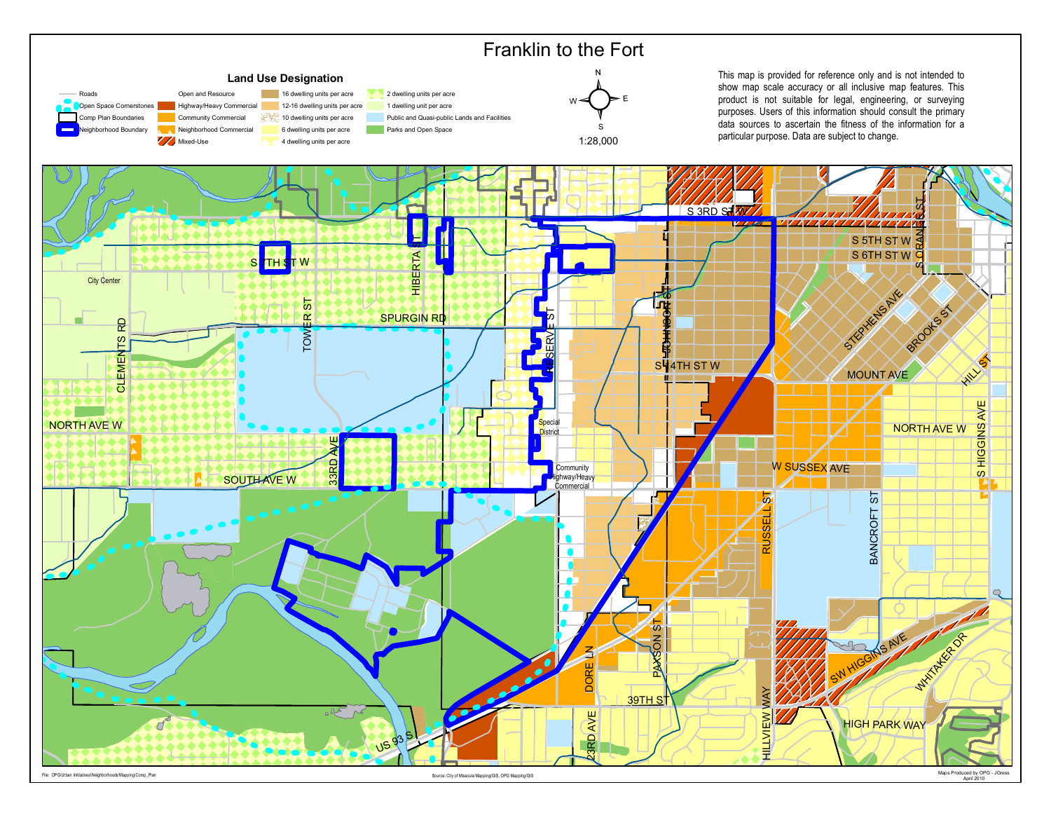# Franklin to the Fort

## Land Use Designation

- Roads
- Open Space Cornerstones
- Comp Plan Boundaries
- Neighborhood Boundary
- Open and Resource
- Highway/Heavy Commercial
- Community Commercial
- Neighborhood Commercial
- Mixed-Use
- 16 dwelling units per acre
- 12-16 dwelling units per acre
- 10 dwelling units per acre
- 6 dwelling units per acre
- 4 dwelling units per acre
- 2 dwelling units per acre
- 1 dwelling unit per acre
- Public and Quasi-public Lands and Facilities
- Parks and Open Space

N
W E
S

1:28,000

This map is provided for reference only and is not intended to show map scale accuracy or all inclusive map features. This product is not suitable for legal, engineering, or surveying purposes. Users of this information should consult the primary data sources to ascertain the fitness of the information for a particular purpose. Data are subject to change.

S 3RD ST W
S 5TH ST W
S 6TH ST W
S 7TH ST W
S ORANGE ST
HIBERTA ST
City Center
SPURGIN RD
TOWER ST
CLEMENTS RD
RESERVE ST
JOHNSON ST
S 14TH ST W
STEPHENS AVE
BROOKS ST
MOUNT AVE
HILL ST
NORTH AVE W
NORTH AVE W
Special District
33RD AVE
SOUTH AVE W
Community Highway/Heavy Commercial
W SUSSEX AVE
S HIGGINS AVE
RUSSELL ST
BANCROFT ST
SW HIGGINS AVE
WHITAKER DR
DORE LN
PAXSON ST
39TH ST
HILLVIEW WAY
HIGH PARK WAY
23RD AVE
US 93 S

File: OPG\Urban Initiatives\Neighborhoods\Mapping\Comp_Plan

Source: City of Missoula Mapping/GIS, OPG Mapping/GIS

Maps Produced by OPG - JGress
April 2010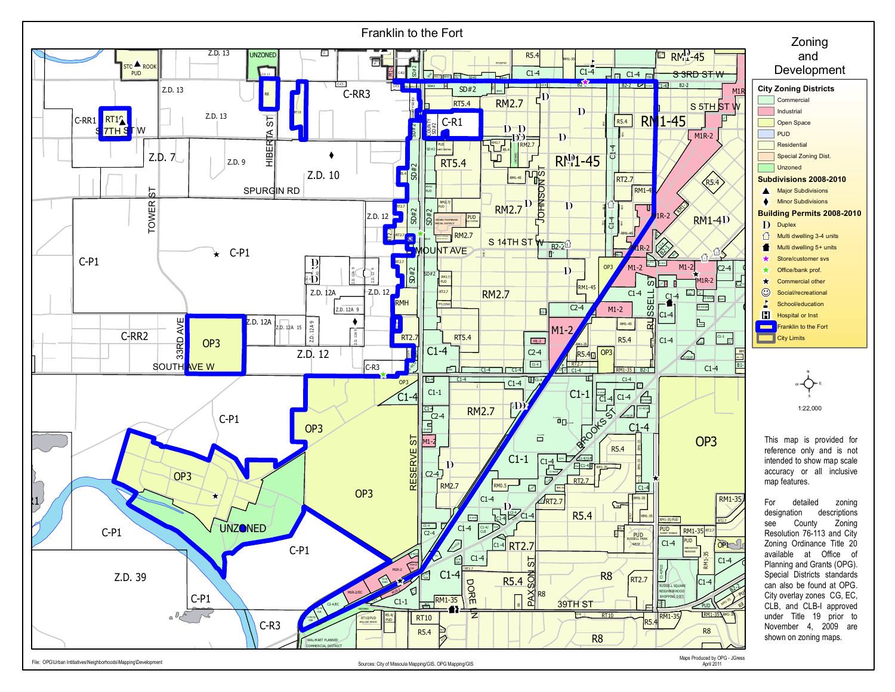# Franklin to the Fort

## Zoning and Development

**City Zoning Districts**

- Commercial
- Industrial
- Open Space
- PUD
- Residential
- Special Zoning Dist.
- Unzoned

**Subdivisions 2008-2010**

- Major Subdivisions
- Minor Subdivisions

**Building Permits 2008-2010**

- Duplex
- Multi dwelling 3-4 units
- Multi dwelling 5+ units
- Store/customer svs
- Office/bank prof.
- Commercial other
- Social/recreational
- School/education
- Hospital or Inst
- Franklin to the Fort
- City Limits

1:22,000

This map is provided for reference only and is not intended to show map scale accuracy or all inclusive map features.

For detailed zoning designation descriptions see County Zoning Resolution 76-113 and City Zoning Ordinance Title 20 available at Office of Planning and Grants (OPG). Special Districts standards can also be found at OPG. City overlay zones CG, EC, CLB, and CLB-I approved under Title 19 prior to November 4, 2009 are shown on zoning maps.

File: OPG\Urban Initiatives\Neighborhoods\Mapping\Development

Sources: City of Missoula Mapping/GIS, OPG Mapping/GIS

Maps Produced by OPG - JGress
April 2011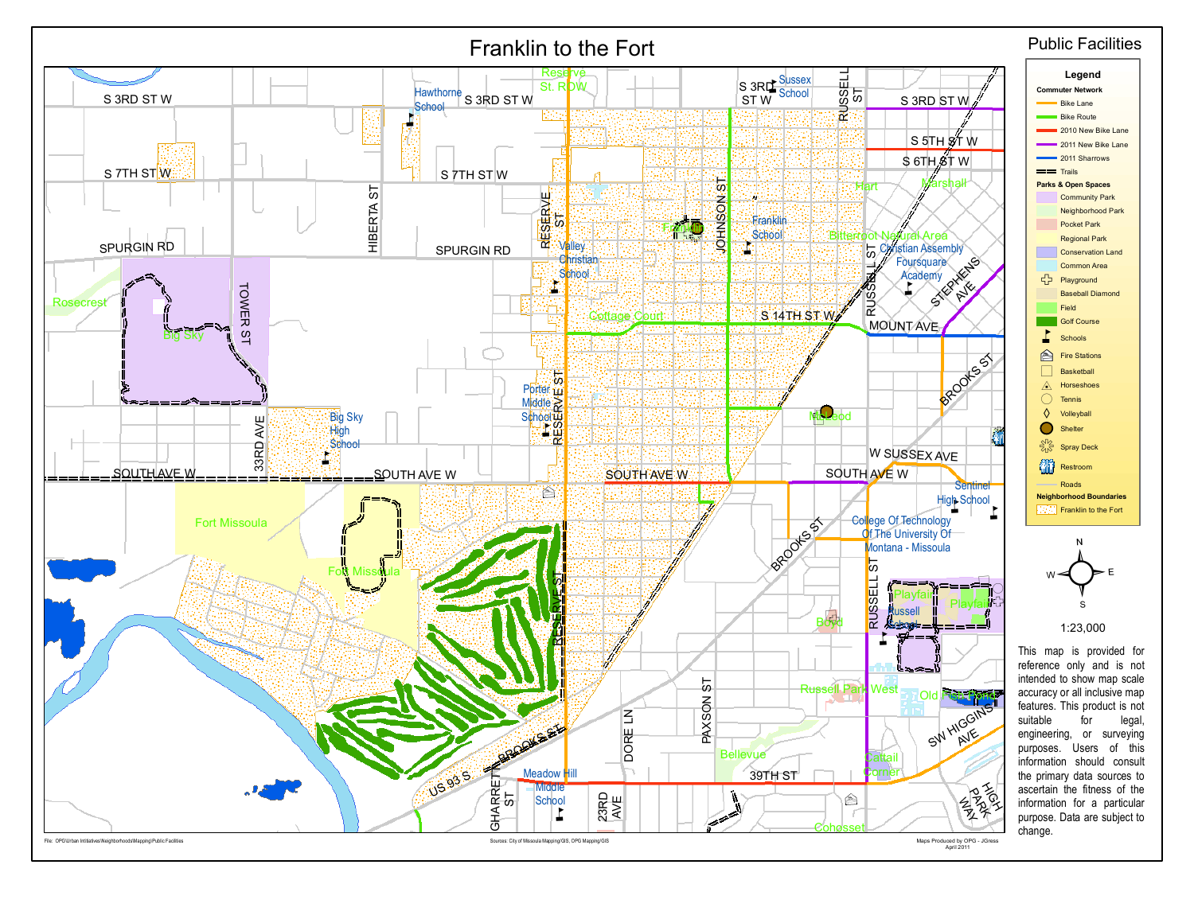# Franklin to the Fort

## Public Facilities

**Legend**

**Commuter Network**
- Bike Lane
- Bike Route
- 2010 New Bike Lane
- 2011 New Bike Lane
- 2011 Sharrows
- Trails

**Parks & Open Spaces**
- Community Park
- Neighborhood Park
- Pocket Park
- Regional Park
- Conservation Land
- Common Area
- Playground
- Baseball Diamond
- Field
- Golf Course
- Schools
- Fire Stations
- Basketball
- Horseshoes
- Tennis
- Volleyball
- Shelter
- Spray Deck
- Restroom
- Roads

**Neighborhood Boundaries**
- Franklin to the Fort

N
W E
S

1:23,000

This map is provided for reference only and is not intended to show map scale accuracy or all inclusive map features. This product is not suitable for legal, engineering, or surveying purposes. Users of this information should consult the primary data sources to ascertain the fitness of the information for a particular purpose. Data are subject to change.

S 3RD ST W
Hawthorne School
Reserve St. ROW
S 3RD ST W
Sussex School
RUSSELL ST
S 5TH ST W
S 6TH ST W
S 7TH ST W
Hart
Marshall
HIBERTA ST
RESERVE ST
JOHNSON ST
Franklin
Franklin School
SPURGIN RD
Bitterroot Natural Area
Christian Assembly Foursquare Academy
Valley Christian School
Rosecrest
TOWER ST
STEPHENS AVE
Big Sky
Cottage Court
S 14TH ST W
MOUNT AVE
Porter Middle School
BROOKS ST
McLeod
33RD AVE
Big Sky High School
W SUSSEX AVE
SOUTH AVE W
Sentinel High School
Fort Missoula
College Of Technology Of The University Of Montana - Missoula
Playfair
Russell
Boyd
Russell Park West
Old Fish Pond
PAXSON ST
DORE LN
SW HIGGINS AVE
Bellevue
Cattail Corner
Meadow Hill Middle School
39TH ST
US 93 S
GHARRETT ST
23RD AVE
HIGH PARK WAY
Cohosset

File: OPG\Urban Initiatives\Neighborhoods\Mapping\Public Facilities

Sources: City of Missoula Mapping/GIS, OPG Mapping/GIS

Maps Produced by OPG - JGress
April 2011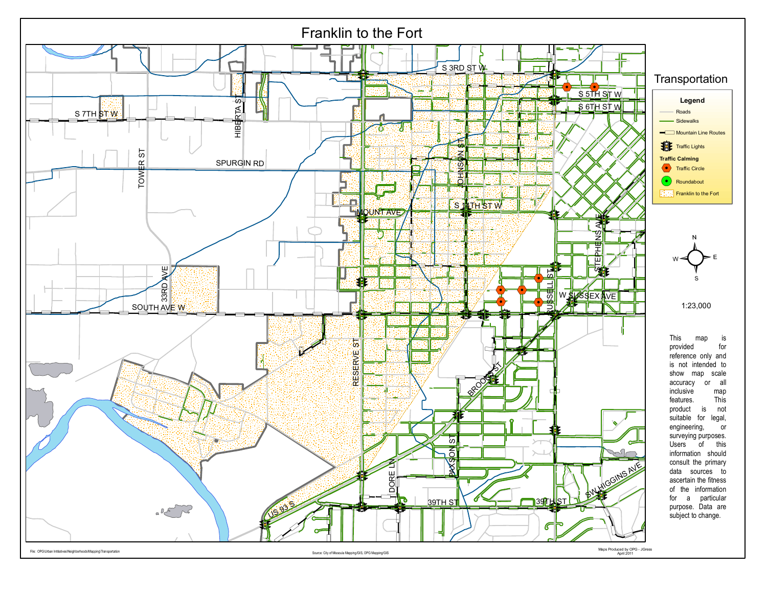# Franklin to the Fort

S 3RD ST W
S 5TH ST W
S 6TH ST W
S 7TH ST W
HIBERTA ST
TOWER ST
SPURGIN RD
JOHNSON ST
MOUNT AVE
S 14TH ST W
STEPHENS AVE
33RD AVE
RUSSELL ST
W SUSSEX AVE
SOUTH AVE W
RESERVE ST
BROOKS ST
PAXSON ST
DORE LN
SW HIGGINS AVE
39TH ST
39TH ST
US 93 S

## Transportation

**Legend**

- Roads
- Sidewalks
- Mountain Line Routes
- Traffic Lights

**Traffic Calming**

- Traffic Circle
- Roundabout
- Franklin to the Fort

N
W E
S

1:23,000

This map is provided for reference only and is not intended to show map scale accuracy or all inclusive map features. This product is not suitable for legal, engineering, or surveying purposes. Users of this information should consult the primary data sources to ascertain the fitness of the information for a particular purpose. Data are subject to change.

File: OPG\Urban Initiatives\Neighborhoods\Mapping\Transportation

Source: City of Missoula Mapping/GIS, OPG Mapping/GIS

Maps Produced by OPG - JGress
April 2011